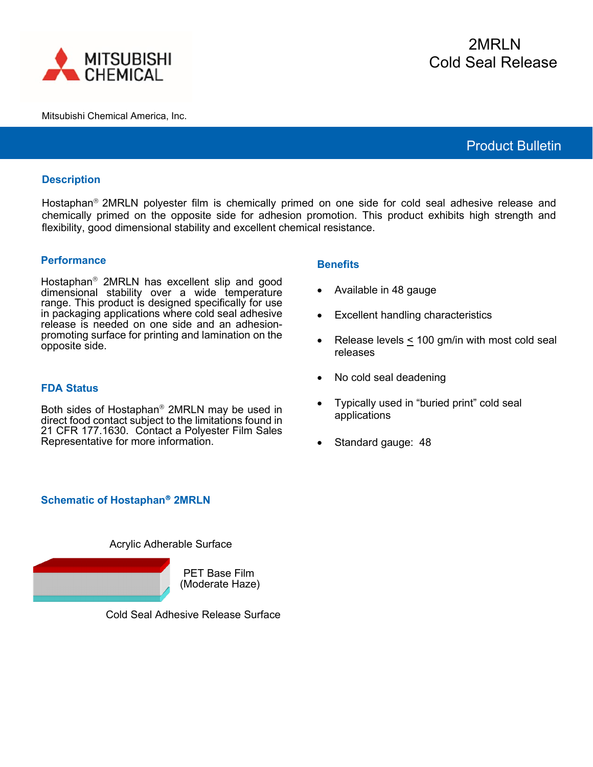MITSUBISHI CHEMICAL

Mitsubishi Chemical America, Inc.

# 2MRLN Cold Seal Release

Product Bulletin

## Description

Hostaphan® 2MRLN polyester film is chemically primed on one side for cold seal adhesive release and chemically primed on the opposite side for adhesion promotion. This product exhibits high strength and flexibility, good dimensional stability and excellent chemical resistance.

## Performance

Hostaphan® 2MRLN has excellent slip and good dimensional stability over a wide temperature range. This product is designed specifically for use in packaging applications where cold seal adhesive release is needed on one side and an adhesion-promoting surface for printing and lamination on the opposite side.

## FDA Status

Both sides of Hostaphan® 2MRLN may be used in direct food contact subject to the limitations found in 21 CFR 177.1630. Contact a Polyester Film Sales Representative for more information.

## Benefits

- Available in 48 gauge
- Excellent handling characteristics
- Release levels ≤ 100 gm/in with most cold seal releases
- No cold seal deadening
- Typically used in "buried print" cold seal applications
- Standard gauge: 48

## Schematic of Hostaphan® 2MRLN

Acrylic Adherable Surface

PET Base Film
(Moderate Haze)

Cold Seal Adhesive Release Surface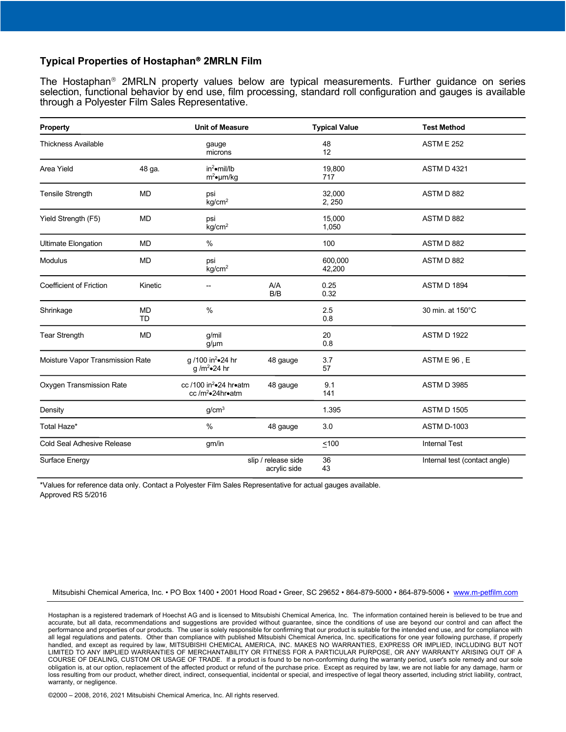## Typical Properties of Hostaphan® 2MRLN Film

The Hostaphan® 2MRLN property values below are typical measurements. Further guidance on series selection, functional behavior by end use, film processing, standard roll configuration and gauges is available through a Polyester Film Sales Representative.

| Property | | Unit of Measure | | Typical Value | Test Method |
|---|---|---|---|---|---|
| Thickness Available | | gauge<br>microns | | 48<br>12 | ASTM E 252 |
| Area Yield | 48 ga. | $in^2$•mil/lb<br>$m^2$•µm/kg | | 19,800<br>717 | ASTM D 4321 |
| Tensile Strength | MD | psi<br>kg/cm² | | 32,000<br>2, 250 | ASTM D 882 |
| Yield Strength (F5) | MD | psi<br>kg/cm² | | 15,000<br>1,050 | ASTM D 882 |
| Ultimate Elongation | MD | % | | 100 | ASTM D 882 |
| Modulus | MD | psi<br>kg/cm² | | 600,000<br>42,200 | ASTM D 882 |
| Coefficient of Friction | Kinetic | -- | A/A<br>B/B | 0.25<br>0.32 | ASTM D 1894 |
| Shrinkage | MD<br>TD | % | | 2.5<br>0.8 | 30 min. at 150°C |
| Tear Strength | MD | g/mil<br>g/µm | | 20<br>0.8 | ASTM D 1922 |
| Moisture Vapor Transmission Rate | | g /100 in²•24 hr<br>g /m²•24 hr | 48 gauge | 3.7<br>57 | ASTM E 96 , E |
| Oxygen Transmission Rate | | cc /100 in²•24 hr•atm<br>cc /m²•24hr•atm | 48 gauge | 9.1<br>141 | ASTM D 3985 |
| Density | | g/cm³ | | 1.395 | ASTM D 1505 |
| Total Haze* | | % | 48 gauge | 3.0 | ASTM D-1003 |
| Cold Seal Adhesive Release | | gm/in | | ≤100 | Internal Test |
| Surface Energy | | | slip / release side<br>acrylic side | 36<br>43 | Internal test (contact angle) |

*Values for reference data only. Contact a Polyester Film Sales Representative for actual gauges available.
Approved RS 5/2016

Mitsubishi Chemical America, Inc. • PO Box 1400 • 2001 Hood Road • Greer, SC 29652 • 864-879-5000 • 864-879-5006 • www.m-petfilm.com

Hostaphan is a registered trademark of Hoechst AG and is licensed to Mitsubishi Chemical America, Inc. The information contained herein is believed to be true and accurate, but all data, recommendations and suggestions are provided without guarantee, since the conditions of use are beyond our control and can affect the performance and properties of our products. The user is solely responsible for confirming that our product is suitable for the intended end use, and for compliance with all legal regulations and patents. Other than compliance with published Mitsubishi Chemical America, Inc. specifications for one year following purchase, if properly handled, and except as required by law, MITSUBISHI CHEMICAL AMERICA, INC. MAKES NO WARRANTIES, EXPRESS OR IMPLIED, INCLUDING BUT NOT LIMITED TO ANY IMPLIED WARRANTIES OF MERCHANTABILITY OR FITNESS FOR A PARTICULAR PURPOSE, OR ANY WARRANTY ARISING OUT OF A COURSE OF DEALING, CUSTOM OR USAGE OF TRADE. If a product is found to be non-conforming during the warranty period, user's sole remedy and our sole obligation is, at our option, replacement of the affected product or refund of the purchase price. Except as required by law, we are not liable for any damage, harm or loss resulting from our product, whether direct, indirect, consequential, incidental or special, and irrespective of legal theory asserted, including strict liability, contract, warranty, or negligence.

©2000 – 2008, 2016, 2021 Mitsubishi Chemical America, Inc. All rights reserved.